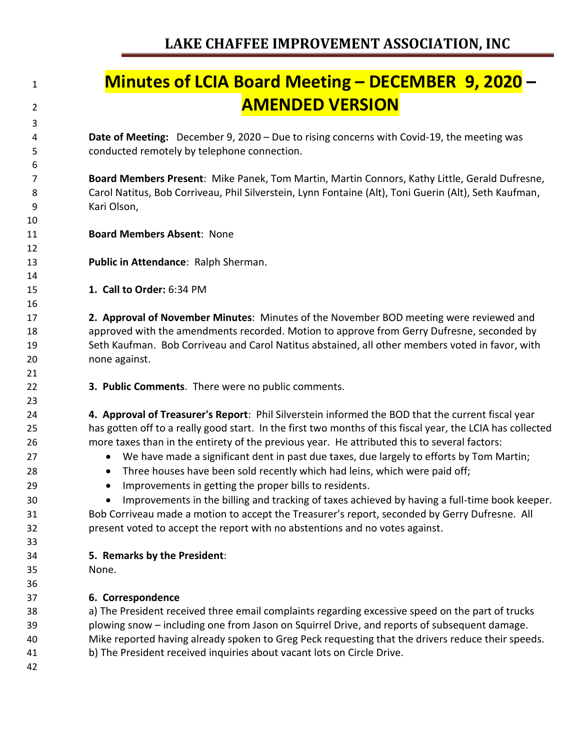LAKE CHAFFEE IMPROVEMENT ASSOCIATION, INC

# Minutes of LCIA Board Meeting – DECEMBER 9, 2020 – AMENDED VERSION

**Date of Meeting:** December 9, 2020 – Due to rising concerns with Covid-19, the meeting was conducted remotely by telephone connection.

**Board Members Present**: Mike Panek, Tom Martin, Martin Connors, Kathy Little, Gerald Dufresne, Carol Natitus, Bob Corriveau, Phil Silverstein, Lynn Fontaine (Alt), Toni Guerin (Alt), Seth Kaufman, Kari Olson,

**Board Members Absent**: None

**Public in Attendance**: Ralph Sherman.

**1. Call to Order:** 6:34 PM

**2. Approval of November Minutes**: Minutes of the November BOD meeting were reviewed and approved with the amendments recorded. Motion to approve from Gerry Dufresne, seconded by Seth Kaufman. Bob Corriveau and Carol Natitus abstained, all other members voted in favor, with none against.

**3. Public Comments**. There were no public comments.

**4. Approval of Treasurer's Report**: Phil Silverstein informed the BOD that the current fiscal year has gotten off to a really good start. In the first two months of this fiscal year, the LCIA has collected more taxes than in the entirety of the previous year. He attributed this to several factors:

- We have made a significant dent in past due taxes, due largely to efforts by Tom Martin;
- Three houses have been sold recently which had leins, which were paid off;
- Improvements in getting the proper bills to residents.
- Improvements in the billing and tracking of taxes achieved by having a full-time book keeper.

Bob Corriveau made a motion to accept the Treasurer's report, seconded by Gerry Dufresne. All present voted to accept the report with no abstentions and no votes against.

**5. Remarks by the President**:
None.

**6. Correspondence**
a) The President received three email complaints regarding excessive speed on the part of trucks plowing snow – including one from Jason on Squirrel Drive, and reports of subsequent damage. Mike reported having already spoken to Greg Peck requesting that the drivers reduce their speeds.
b) The President received inquiries about vacant lots on Circle Drive.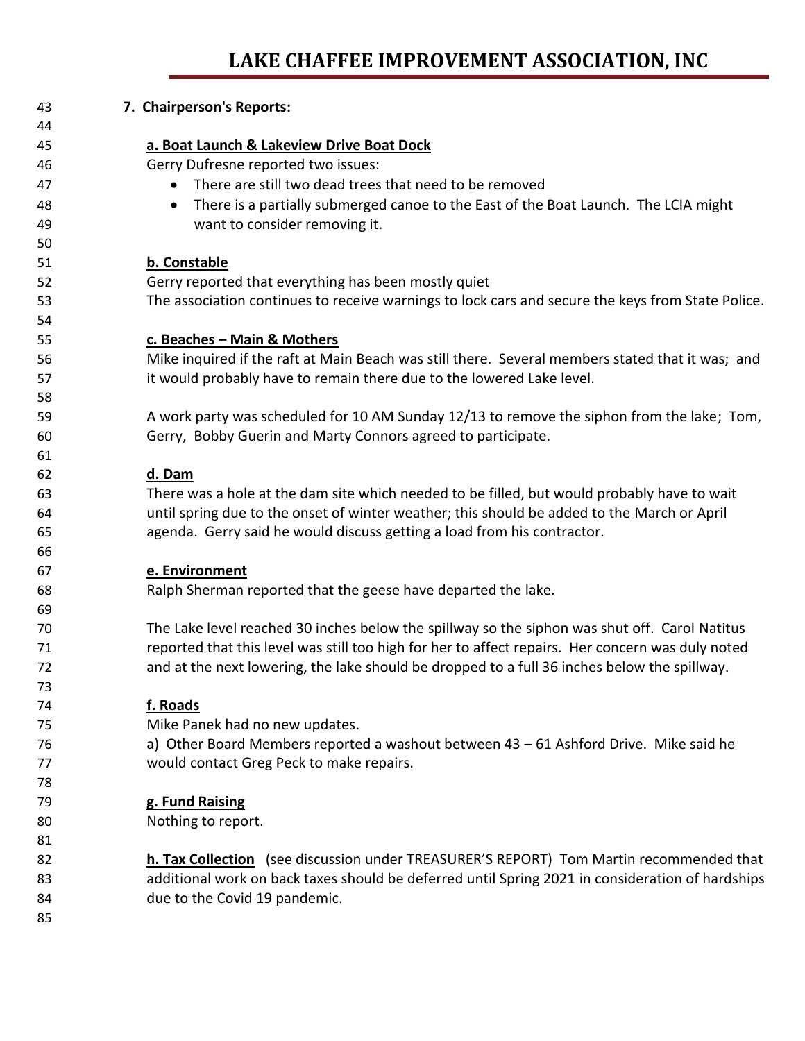### 7. Chairperson's Reports:

**a. Boat Launch & Lakeview Drive Boat Dock**

Gerry Dufresne reported two issues:

- There are still two dead trees that need to be removed
- There is a partially submerged canoe to the East of the Boat Launch. The LCIA might want to consider removing it.

**b. Constable**

Gerry reported that everything has been mostly quiet
The association continues to receive warnings to lock cars and secure the keys from State Police.

**c. Beaches – Main & Mothers**

Mike inquired if the raft at Main Beach was still there. Several members stated that it was; and it would probably have to remain there due to the lowered Lake level.

A work party was scheduled for 10 AM Sunday 12/13 to remove the siphon from the lake; Tom, Gerry, Bobby Guerin and Marty Connors agreed to participate.

**d. Dam**

There was a hole at the dam site which needed to be filled, but would probably have to wait until spring due to the onset of winter weather; this should be added to the March or April agenda. Gerry said he would discuss getting a load from his contractor.

**e. Environment**

Ralph Sherman reported that the geese have departed the lake.

The Lake level reached 30 inches below the spillway so the siphon was shut off. Carol Natitus reported that this level was still too high for her to affect repairs. Her concern was duly noted and at the next lowering, the lake should be dropped to a full 36 inches below the spillway.

**f. Roads**

Mike Panek had no new updates.
a) Other Board Members reported a washout between 43 – 61 Ashford Drive. Mike said he would contact Greg Peck to make repairs.

**g. Fund Raising**

Nothing to report.

**h. Tax Collection** (see discussion under TREASURER'S REPORT) Tom Martin recommended that additional work on back taxes should be deferred until Spring 2021 in consideration of hardships due to the Covid 19 pandemic.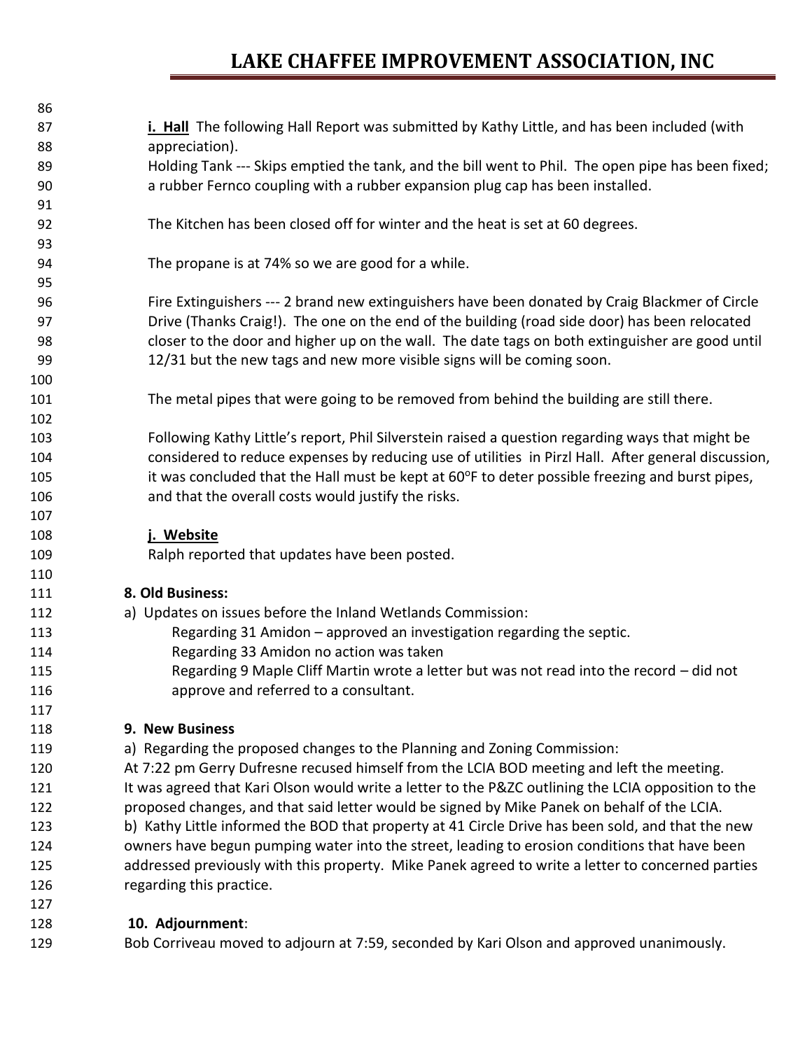**i. Hall** The following Hall Report was submitted by Kathy Little, and has been included (with appreciation).

Holding Tank --- Skips emptied the tank, and the bill went to Phil. The open pipe has been fixed; a rubber Fernco coupling with a rubber expansion plug cap has been installed.

The Kitchen has been closed off for winter and the heat is set at 60 degrees.

The propane is at 74% so we are good for a while.

Fire Extinguishers --- 2 brand new extinguishers have been donated by Craig Blackmer of Circle Drive (Thanks Craig!). The one on the end of the building (road side door) has been relocated closer to the door and higher up on the wall. The date tags on both extinguisher are good until 12/31 but the new tags and new more visible signs will be coming soon.

The metal pipes that were going to be removed from behind the building are still there.

Following Kathy Little's report, Phil Silverstein raised a question regarding ways that might be considered to reduce expenses by reducing use of utilities in Pirzl Hall. After general discussion, it was concluded that the Hall must be kept at 60°F to deter possible freezing and burst pipes, and that the overall costs would justify the risks.

**j. Website**

Ralph reported that updates have been posted.

**8. Old Business:**

a) Updates on issues before the Inland Wetlands Commission:

- Regarding 31 Amidon – approved an investigation regarding the septic.
- Regarding 33 Amidon no action was taken
- Regarding 9 Maple Cliff Martin wrote a letter but was not read into the record – did not approve and referred to a consultant.

**9. New Business**

a) Regarding the proposed changes to the Planning and Zoning Commission:
At 7:22 pm Gerry Dufresne recused himself from the LCIA BOD meeting and left the meeting.
It was agreed that Kari Olson would write a letter to the P&ZC outlining the LCIA opposition to the proposed changes, and that said letter would be signed by Mike Panek on behalf of the LCIA.
b) Kathy Little informed the BOD that property at 41 Circle Drive has been sold, and that the new owners have begun pumping water into the street, leading to erosion conditions that have been addressed previously with this property. Mike Panek agreed to write a letter to concerned parties regarding this practice.

**10. Adjournment**:

Bob Corriveau moved to adjourn at 7:59, seconded by Kari Olson and approved unanimously.